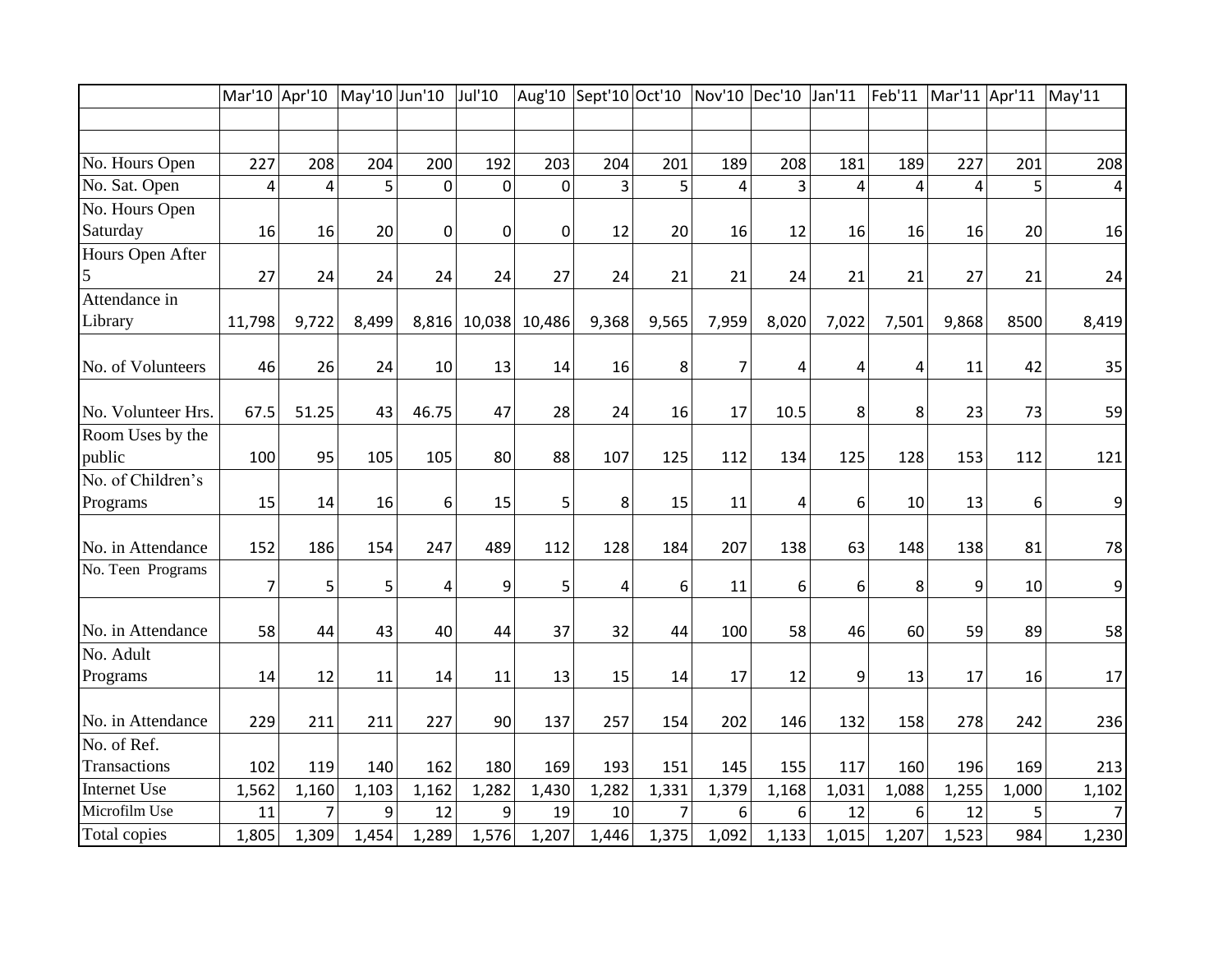| | Mar'10 | Apr'10 | May'10 | Jun'10 | Jul'10 | Aug'10 | Sept'10 | Oct'10 | Nov'10 | Dec'10 | Jan'11 | Feb'11 | Mar'11 | Apr'11 | May'11 |
|---|---|---|---|---|---|---|---|---|---|---|---|---|---|---|---|
| | | | | | | | | | | | | | | | |
| | | | | | | | | | | | | | | | |
| No. Hours Open | 227 | 208 | 204 | 200 | 192 | 203 | 204 | 201 | 189 | 208 | 181 | 189 | 227 | 201 | 208 |
| No. Sat. Open | 4 | 4 | 5 | 0 | 0 | 0 | 3 | 5 | 4 | 3 | 4 | 4 | 4 | 5 | 4 |
| No. Hours Open Saturday | 16 | 16 | 20 | 0 | 0 | 0 | 12 | 20 | 16 | 12 | 16 | 16 | 16 | 20 | 16 |
| Hours Open After 5 | 27 | 24 | 24 | 24 | 24 | 27 | 24 | 21 | 21 | 24 | 21 | 21 | 27 | 21 | 24 |
| Attendance in Library | 11,798 | 9,722 | 8,499 | 8,816 | 10,038 | 10,486 | 9,368 | 9,565 | 7,959 | 8,020 | 7,022 | 7,501 | 9,868 | 8500 | 8,419 |
| No. of Volunteers | 46 | 26 | 24 | 10 | 13 | 14 | 16 | 8 | 7 | 4 | 4 | 4 | 11 | 42 | 35 |
| No. Volunteer Hrs. | 67.5 | 51.25 | 43 | 46.75 | 47 | 28 | 24 | 16 | 17 | 10.5 | 8 | 8 | 23 | 73 | 59 |
| Room Uses by the public | 100 | 95 | 105 | 105 | 80 | 88 | 107 | 125 | 112 | 134 | 125 | 128 | 153 | 112 | 121 |
| No. of Children's Programs | 15 | 14 | 16 | 6 | 15 | 5 | 8 | 15 | 11 | 4 | 6 | 10 | 13 | 6 | 9 |
| No. in Attendance | 152 | 186 | 154 | 247 | 489 | 112 | 128 | 184 | 207 | 138 | 63 | 148 | 138 | 81 | 78 |
| No. Teen Programs | 7 | 5 | 5 | 4 | 9 | 5 | 4 | 6 | 11 | 6 | 6 | 8 | 9 | 10 | 9 |
| No. in Attendance | 58 | 44 | 43 | 40 | 44 | 37 | 32 | 44 | 100 | 58 | 46 | 60 | 59 | 89 | 58 |
| No. Adult Programs | 14 | 12 | 11 | 14 | 11 | 13 | 15 | 14 | 17 | 12 | 9 | 13 | 17 | 16 | 17 |
| No. in Attendance | 229 | 211 | 211 | 227 | 90 | 137 | 257 | 154 | 202 | 146 | 132 | 158 | 278 | 242 | 236 |
| No. of Ref. Transactions | 102 | 119 | 140 | 162 | 180 | 169 | 193 | 151 | 145 | 155 | 117 | 160 | 196 | 169 | 213 |
| Internet Use | 1,562 | 1,160 | 1,103 | 1,162 | 1,282 | 1,430 | 1,282 | 1,331 | 1,379 | 1,168 | 1,031 | 1,088 | 1,255 | 1,000 | 1,102 |
| Microfilm Use | 11 | 7 | 9 | 12 | 9 | 19 | 10 | 7 | 6 | 6 | 12 | 6 | 12 | 5 | 7 |
| Total copies | 1,805 | 1,309 | 1,454 | 1,289 | 1,576 | 1,207 | 1,446 | 1,375 | 1,092 | 1,133 | 1,015 | 1,207 | 1,523 | 984 | 1,230 |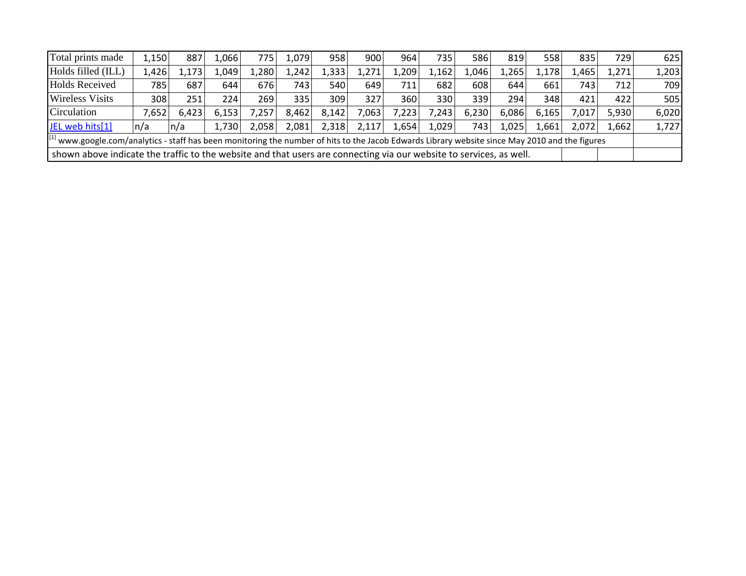| | | | | | | | | | | | | | | | |
|---|---|---|---|---|---|---|---|---|---|---|---|---|---|---|---|
| Total prints made | 1,150 | 887 | 1,066 | 775 | 1,079 | 958 | 900 | 964 | 735 | 586 | 819 | 558 | 835 | 729 | 625 |
| Holds filled (ILL) | 1,426 | 1,173 | 1,049 | 1,280 | 1,242 | 1,333 | 1,271 | 1,209 | 1,162 | 1,046 | 1,265 | 1,178 | 1,465 | 1,271 | 1,203 |
| Holds Received | 785 | 687 | 644 | 676 | 743 | 540 | 649 | 711 | 682 | 608 | 644 | 661 | 743 | 712 | 709 |
| Wireless Visits | 308 | 251 | 224 | 269 | 335 | 309 | 327 | 360 | 330 | 339 | 294 | 348 | 421 | 422 | 505 |
| Circulation | 7,652 | 6,423 | 6,153 | 7,257 | 8,462 | 8,142 | 7,063 | 7,223 | 7,243 | 6,230 | 6,086 | 6,165 | 7,017 | 5,930 | 6,020 |
| JEL web hits[1] | n/a | n/a | 1,730 | 2,058 | 2,081 | 2,318 | 2,117 | 1,654 | 1,029 | 743 | 1,025 | 1,661 | 2,072 | 1,662 | 1,727 |

[1] www.google.com/analytics - staff has been monitoring the number of hits to the Jacob Edwards Library website since May 2010 and the figures shown above indicate the traffic to the website and that users are connecting via our website to services, as well.